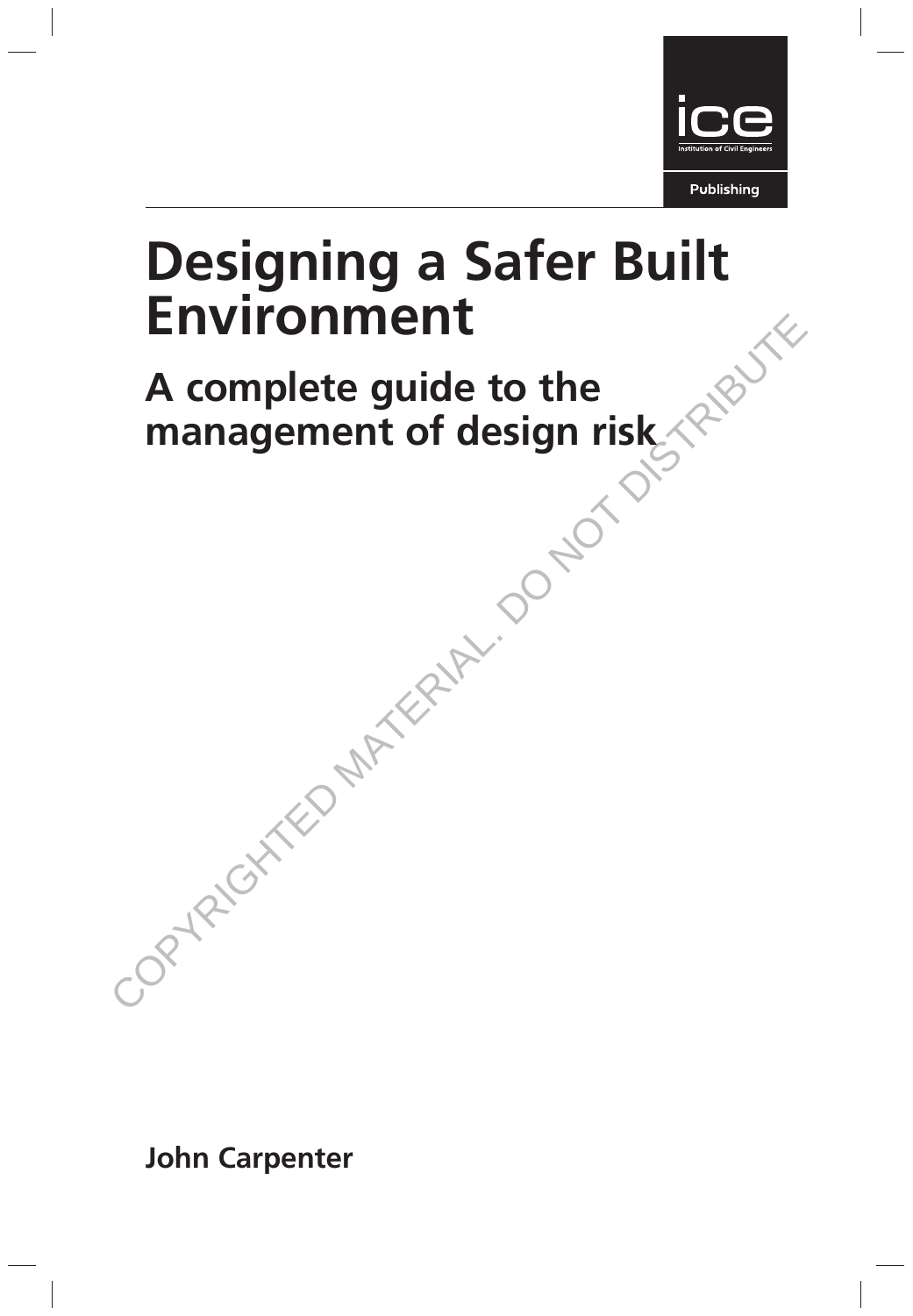ice

Institution of Civil Engineers

Publishing

# Designing a Safer Built Environment

## A complete guide to the management of design risk

COPYRIGHTED MATERIAL. DO NOT DISTRIBUTE

**John Carpenter**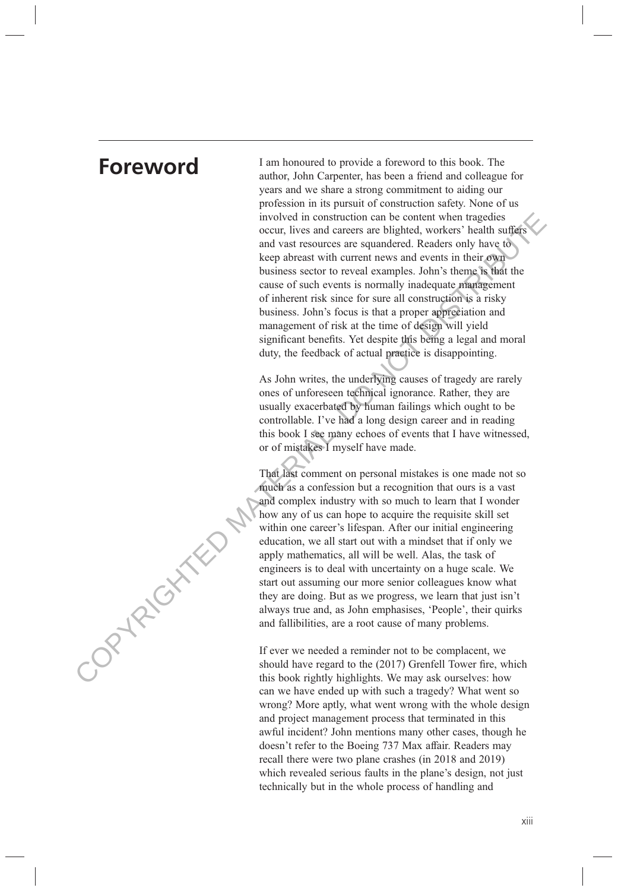# Foreword

I am honoured to provide a foreword to this book. The author, John Carpenter, has been a friend and colleague for years and we share a strong commitment to aiding our profession in its pursuit of construction safety. None of us involved in construction can be content when tragedies occur, lives and careers are blighted, workers' health suffers and vast resources are squandered. Readers only have to keep abreast with current news and events in their own business sector to reveal examples. John's theme is that the cause of such events is normally inadequate management of inherent risk since for sure all construction is a risky business. John's focus is that a proper appreciation and management of risk at the time of design will yield significant benefits. Yet despite this being a legal and moral duty, the feedback of actual practice is disappointing.

As John writes, the underlying causes of tragedy are rarely ones of unforeseen technical ignorance. Rather, they are usually exacerbated by human failings which ought to be controllable. I've had a long design career and in reading this book I see many echoes of events that I have witnessed, or of mistakes I myself have made.

That last comment on personal mistakes is one made not so much as a confession but a recognition that ours is a vast and complex industry with so much to learn that I wonder how any of us can hope to acquire the requisite skill set within one career's lifespan. After our initial engineering education, we all start out with a mindset that if only we apply mathematics, all will be well. Alas, the task of engineers is to deal with uncertainty on a huge scale. We start out assuming our more senior colleagues know what they are doing. But as we progress, we learn that just isn't always true and, as John emphasises, 'People', their quirks and fallibilities, are a root cause of many problems.

If ever we needed a reminder not to be complacent, we should have regard to the (2017) Grenfell Tower fire, which this book rightly highlights. We may ask ourselves: how can we have ended up with such a tragedy? What went so wrong? More aptly, what went wrong with the whole design and project management process that terminated in this awful incident? John mentions many other cases, though he doesn't refer to the Boeing 737 Max affair. Readers may recall there were two plane crashes (in 2018 and 2019) which revealed serious faults in the plane's design, not just technically but in the whole process of handling and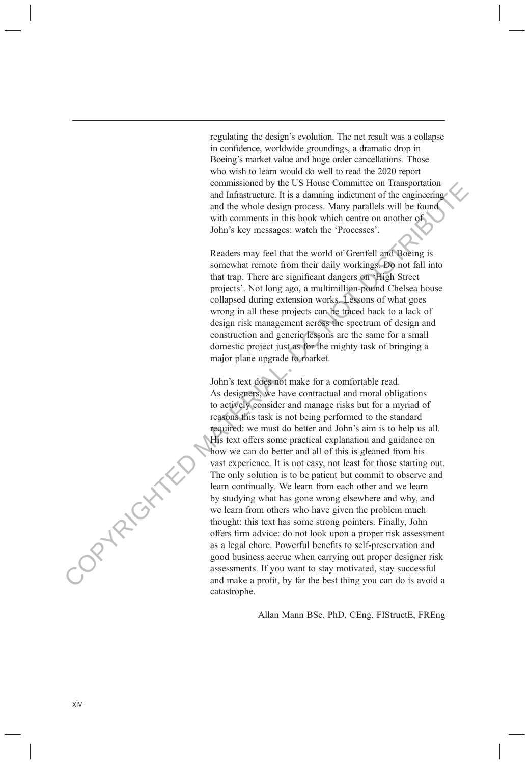regulating the design's evolution. The net result was a collapse in confidence, worldwide groundings, a dramatic drop in Boeing's market value and huge order cancellations. Those who wish to learn would do well to read the 2020 report commissioned by the US House Committee on Transportation and Infrastructure. It is a damning indictment of the engineering and the whole design process. Many parallels will be found with comments in this book which centre on another of John's key messages: watch the 'Processes'.

Readers may feel that the world of Grenfell and Boeing is somewhat remote from their daily workings. Do not fall into that trap. There are significant dangers on 'High Street projects'. Not long ago, a multimillion-pound Chelsea house collapsed during extension works. Lessons of what goes wrong in all these projects can be traced back to a lack of design risk management across the spectrum of design and construction and generic lessons are the same for a small domestic project just as for the mighty task of bringing a major plane upgrade to market.

John's text does not make for a comfortable read. As designers, we have contractual and moral obligations to actively consider and manage risks but for a myriad of reasons this task is not being performed to the standard required: we must do better and John's aim is to help us all. His text offers some practical explanation and guidance on how we can do better and all of this is gleaned from his vast experience. It is not easy, not least for those starting out. The only solution is to be patient but commit to observe and learn continually. We learn from each other and we learn by studying what has gone wrong elsewhere and why, and we learn from others who have given the problem much thought: this text has some strong pointers. Finally, John offers firm advice: do not look upon a proper risk assessment as a legal chore. Powerful benefits to self-preservation and good business accrue when carrying out proper designer risk assessments. If you want to stay motivated, stay successful and make a profit, by far the best thing you can do is avoid a catastrophe.

Allan Mann BSc, PhD, CEng, FIStructE, FREng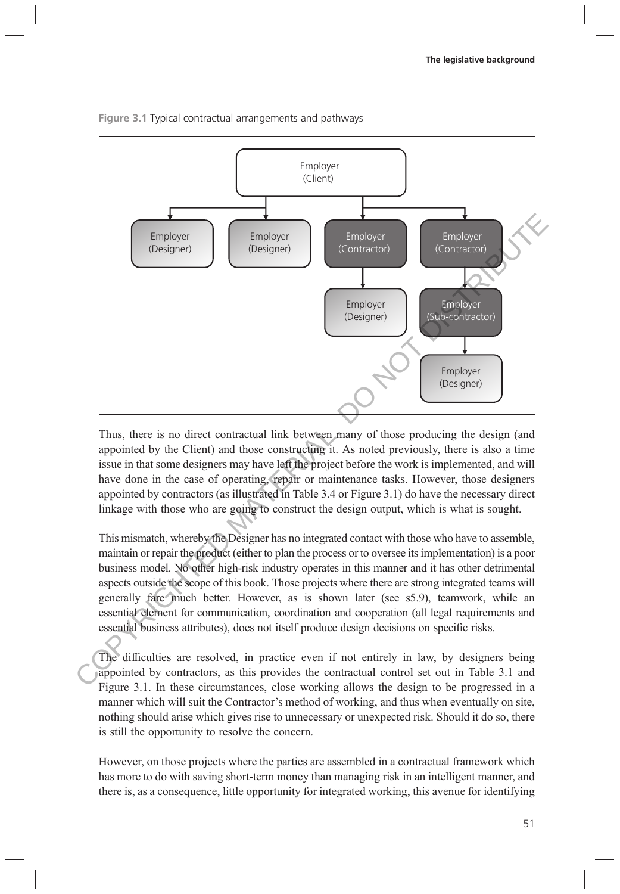Figure 3.1 Typical contractual arrangements and pathways

Thus, there is no direct contractual link between many of those producing the design (and appointed by the Client) and those constructing it. As noted previously, there is also a time issue in that some designers may have left the project before the work is implemented, and will have done in the case of operating, repair or maintenance tasks. However, those designers appointed by contractors (as illustrated in Table 3.4 or Figure 3.1) do have the necessary direct linkage with those who are going to construct the design output, which is what is sought.

This mismatch, whereby the Designer has no integrated contact with those who have to assemble, maintain or repair the product (either to plan the process or to oversee its implementation) is a poor business model. No other high-risk industry operates in this manner and it has other detrimental aspects outside the scope of this book. Those projects where there are strong integrated teams will generally fare much better. However, as is shown later (see s5.9), teamwork, while an essential element for communication, coordination and cooperation (all legal requirements and essential business attributes), does not itself produce design decisions on specific risks.

The difficulties are resolved, in practice even if not entirely in law, by designers being appointed by contractors, as this provides the contractual control set out in Table 3.1 and Figure 3.1. In these circumstances, close working allows the design to be progressed in a manner which will suit the Contractor's method of working, and thus when eventually on site, nothing should arise which gives rise to unnecessary or unexpected risk. Should it do so, there is still the opportunity to resolve the concern.

However, on those projects where the parties are assembled in a contractual framework which has more to do with saving short-term money than managing risk in an intelligent manner, and there is, as a consequence, little opportunity for integrated working, this avenue for identifying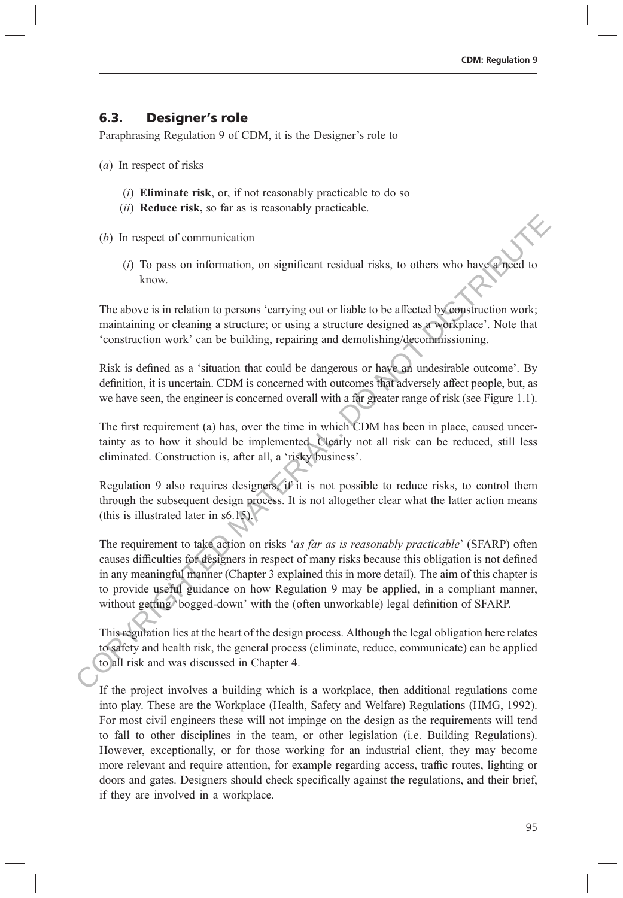## 6.3. Designer's role

Paraphrasing Regulation 9 of CDM, it is the Designer's role to

(*a*) In respect of risks

- (*i*) **Eliminate risk**, or, if not reasonably practicable to do so
- (*ii*) **Reduce risk,** so far as is reasonably practicable.

(*b*) In respect of communication

- (*i*) To pass on information, on significant residual risks, to others who have a need to know.

The above is in relation to persons 'carrying out or liable to be affected by construction work; maintaining or cleaning a structure; or using a structure designed as a workplace'. Note that 'construction work' can be building, repairing and demolishing/decommissioning.

Risk is defined as a 'situation that could be dangerous or have an undesirable outcome'. By definition, it is uncertain. CDM is concerned with outcomes that adversely affect people, but, as we have seen, the engineer is concerned overall with a far greater range of risk (see Figure 1.1).

The first requirement (a) has, over the time in which CDM has been in place, caused uncertainty as to how it should be implemented. Clearly not all risk can be reduced, still less eliminated. Construction is, after all, a 'risky business'.

Regulation 9 also requires designers, if it is not possible to reduce risks, to control them through the subsequent design process. It is not altogether clear what the latter action means (this is illustrated later in s6.15).

The requirement to take action on risks '*as far as is reasonably practicable*' (SFARP) often causes difficulties for designers in respect of many risks because this obligation is not defined in any meaningful manner (Chapter 3 explained this in more detail). The aim of this chapter is to provide useful guidance on how Regulation 9 may be applied, in a compliant manner, without getting 'bogged-down' with the (often unworkable) legal definition of SFARP.

This regulation lies at the heart of the design process. Although the legal obligation here relates to safety and health risk, the general process (eliminate, reduce, communicate) can be applied to all risk and was discussed in Chapter 4.

If the project involves a building which is a workplace, then additional regulations come into play. These are the Workplace (Health, Safety and Welfare) Regulations (HMG, 1992). For most civil engineers these will not impinge on the design as the requirements will tend to fall to other disciplines in the team, or other legislation (i.e. Building Regulations). However, exceptionally, or for those working for an industrial client, they may become more relevant and require attention, for example regarding access, traffic routes, lighting or doors and gates. Designers should check specifically against the regulations, and their brief, if they are involved in a workplace.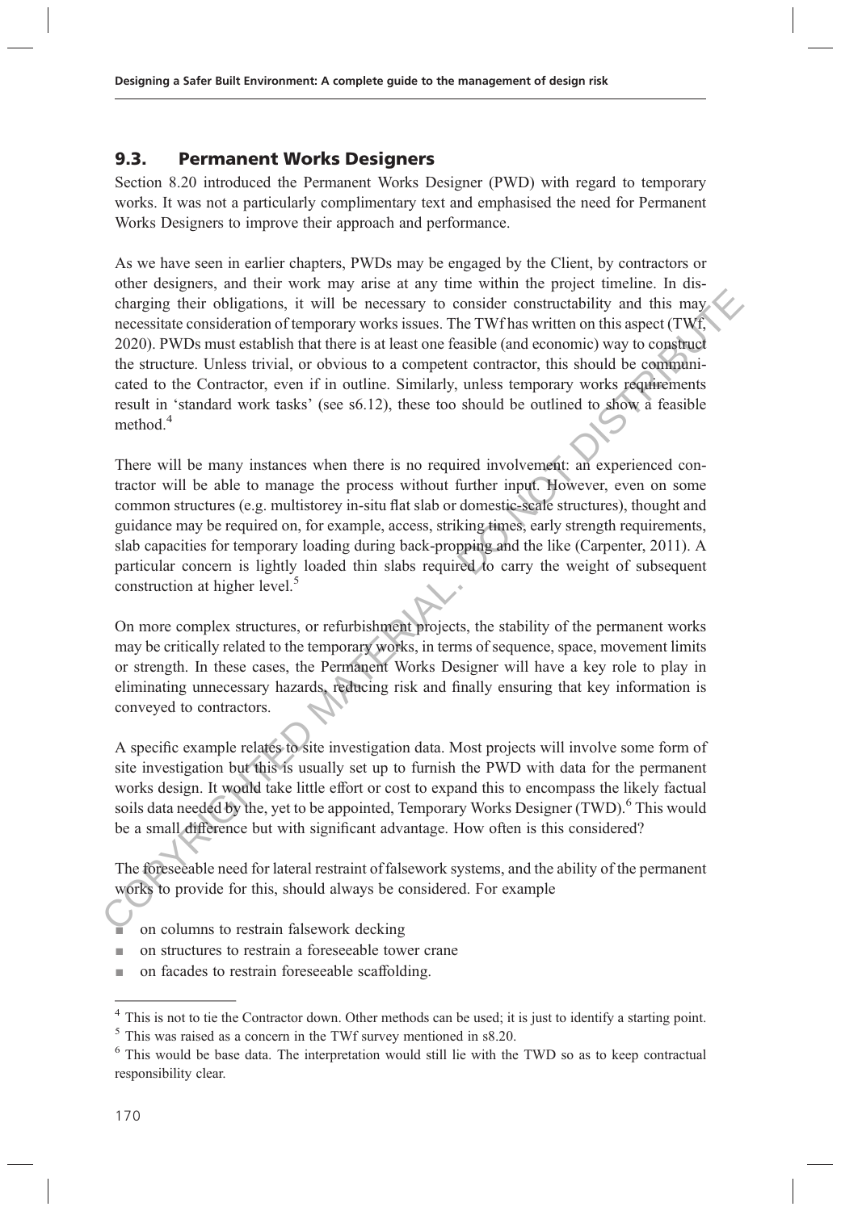## 9.3. Permanent Works Designers

Section 8.20 introduced the Permanent Works Designer (PWD) with regard to temporary works. It was not a particularly complimentary text and emphasised the need for Permanent Works Designers to improve their approach and performance.

As we have seen in earlier chapters, PWDs may be engaged by the Client, by contractors or other designers, and their work may arise at any time within the project timeline. In discharging their obligations, it will be necessary to consider constructability and this may necessitate consideration of temporary works issues. The TWf has written on this aspect (TWf, 2020). PWDs must establish that there is at least one feasible (and economic) way to construct the structure. Unless trivial, or obvious to a competent contractor, this should be communicated to the Contractor, even if in outline. Similarly, unless temporary works requirements result in 'standard work tasks' (see s6.12), these too should be outlined to show a feasible method.[4]

There will be many instances when there is no required involvement: an experienced contractor will be able to manage the process without further input. However, even on some common structures (e.g. multistorey in-situ flat slab or domestic-scale structures), thought and guidance may be required on, for example, access, striking times, early strength requirements, slab capacities for temporary loading during back-propping and the like (Carpenter, 2011). A particular concern is lightly loaded thin slabs required to carry the weight of subsequent construction at higher level.[5]

On more complex structures, or refurbishment projects, the stability of the permanent works may be critically related to the temporary works, in terms of sequence, space, movement limits or strength. In these cases, the Permanent Works Designer will have a key role to play in eliminating unnecessary hazards, reducing risk and finally ensuring that key information is conveyed to contractors.

A specific example relates to site investigation data. Most projects will involve some form of site investigation but this is usually set up to furnish the PWD with data for the permanent works design. It would take little effort or cost to expand this to encompass the likely factual soils data needed by the, yet to be appointed, Temporary Works Designer (TWD).[6] This would be a small difference but with significant advantage. How often is this considered?

The foreseeable need for lateral restraint of falsework systems, and the ability of the permanent works to provide for this, should always be considered. For example

- on columns to restrain falsework decking
- on structures to restrain a foreseeable tower crane
- on facades to restrain foreseeable scaffolding.

---

[4] This is not to tie the Contractor down. Other methods can be used; it is just to identify a starting point.

[5] This was raised as a concern in the TWf survey mentioned in s8.20.

[6] This would be base data. The interpretation would still lie with the TWD so as to keep contractual responsibility clear.